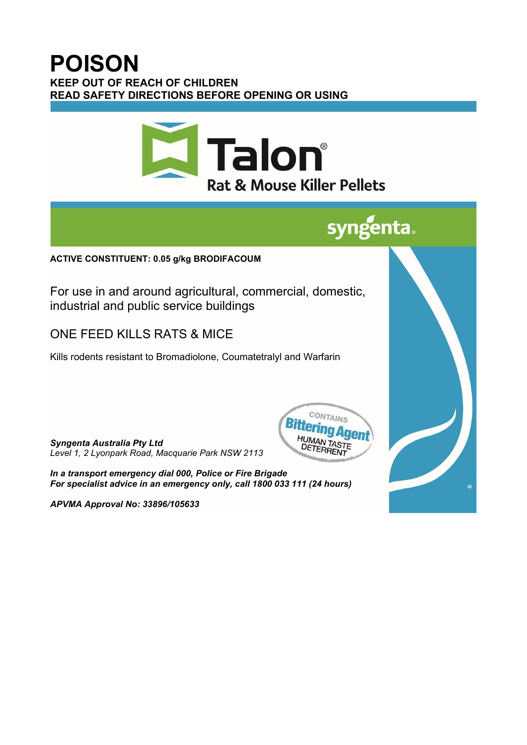# POISON

**KEEP OUT OF REACH OF CHILDREN**
**READ SAFETY DIRECTIONS BEFORE OPENING OR USING**

## Talon®
### Rat & Mouse Killer Pellets

syngenta

**ACTIVE CONSTITUENT: 0.05 g/kg BRODIFACOUM**

For use in and around agricultural, commercial, domestic, industrial and public service buildings

ONE FEED KILLS RATS & MICE

Kills rodents resistant to Bromadiolone, Coumatetralyl and Warfarin

CONTAINS Bittering Agent HUMAN TASTE DETERRENT

***Syngenta Australia Pty Ltd***
*Level 1, 2 Lyonpark Road, Macquarie Park NSW 2113*

***In a transport emergency dial 000, Police or Fire Brigade***
***For specialist advice in an emergency only, call 1800 033 111 (24 hours)***

***APVMA Approval No: 33896/105633***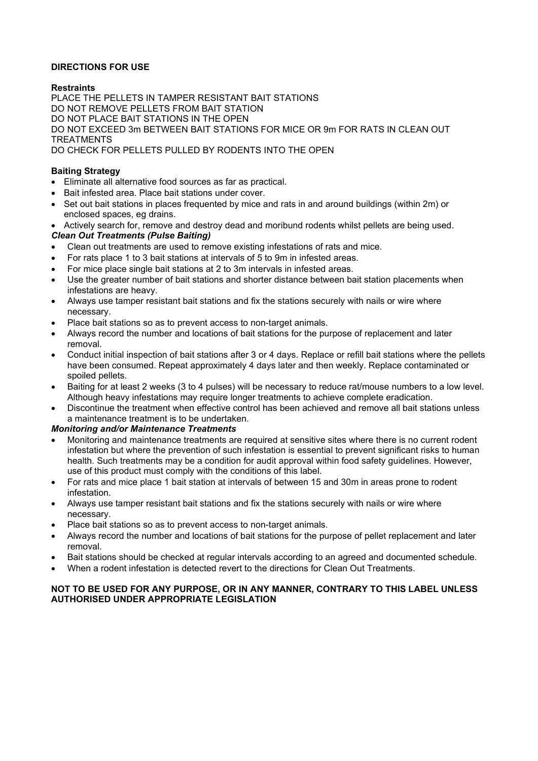**DIRECTIONS FOR USE**

**Restraints**

PLACE THE PELLETS IN TAMPER RESISTANT BAIT STATIONS
DO NOT REMOVE PELLETS FROM BAIT STATION
DO NOT PLACE BAIT STATIONS IN THE OPEN
DO NOT EXCEED 3m BETWEEN BAIT STATIONS FOR MICE OR 9m FOR RATS IN CLEAN OUT TREATMENTS
DO CHECK FOR PELLETS PULLED BY RODENTS INTO THE OPEN

**Baiting Strategy**

- Eliminate all alternative food sources as far as practical.
- Bait infested area. Place bait stations under cover.
- Set out bait stations in places frequented by mice and rats in and around buildings (within 2m) or enclosed spaces, eg drains.
- Actively search for, remove and destroy dead and moribund rodents whilst pellets are being used.

***Clean Out Treatments (Pulse Baiting)***

- Clean out treatments are used to remove existing infestations of rats and mice.
- For rats place 1 to 3 bait stations at intervals of 5 to 9m in infested areas.
- For mice place single bait stations at 2 to 3m intervals in infested areas.
- Use the greater number of bait stations and shorter distance between bait station placements when infestations are heavy.
- Always use tamper resistant bait stations and fix the stations securely with nails or wire where necessary.
- Place bait stations so as to prevent access to non-target animals.
- Always record the number and locations of bait stations for the purpose of replacement and later removal.
- Conduct initial inspection of bait stations after 3 or 4 days. Replace or refill bait stations where the pellets have been consumed. Repeat approximately 4 days later and then weekly. Replace contaminated or spoiled pellets.
- Baiting for at least 2 weeks (3 to 4 pulses) will be necessary to reduce rat/mouse numbers to a low level. Although heavy infestations may require longer treatments to achieve complete eradication.
- Discontinue the treatment when effective control has been achieved and remove all bait stations unless a maintenance treatment is to be undertaken.

***Monitoring and/or Maintenance Treatments***

- Monitoring and maintenance treatments are required at sensitive sites where there is no current rodent infestation but where the prevention of such infestation is essential to prevent significant risks to human health. Such treatments may be a condition for audit approval within food safety guidelines. However, use of this product must comply with the conditions of this label.
- For rats and mice place 1 bait station at intervals of between 15 and 30m in areas prone to rodent infestation.
- Always use tamper resistant bait stations and fix the stations securely with nails or wire where necessary.
- Place bait stations so as to prevent access to non-target animals.
- Always record the number and locations of bait stations for the purpose of pellet replacement and later removal.
- Bait stations should be checked at regular intervals according to an agreed and documented schedule.
- When a rodent infestation is detected revert to the directions for Clean Out Treatments.

**NOT TO BE USED FOR ANY PURPOSE, OR IN ANY MANNER, CONTRARY TO THIS LABEL UNLESS AUTHORISED UNDER APPROPRIATE LEGISLATION**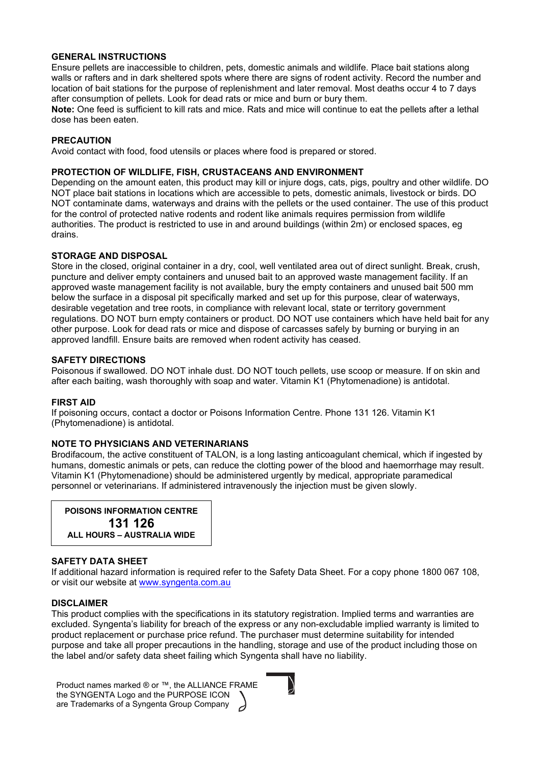## GENERAL INSTRUCTIONS

Ensure pellets are inaccessible to children, pets, domestic animals and wildlife. Place bait stations along walls or rafters and in dark sheltered spots where there are signs of rodent activity. Record the number and location of bait stations for the purpose of replenishment and later removal. Most deaths occur 4 to 7 days after consumption of pellets. Look for dead rats or mice and burn or bury them.

**Note:** One feed is sufficient to kill rats and mice. Rats and mice will continue to eat the pellets after a lethal dose has been eaten.

## PRECAUTION

Avoid contact with food, food utensils or places where food is prepared or stored.

## PROTECTION OF WILDLIFE, FISH, CRUSTACEANS AND ENVIRONMENT

Depending on the amount eaten, this product may kill or injure dogs, cats, pigs, poultry and other wildlife. DO NOT place bait stations in locations which are accessible to pets, domestic animals, livestock or birds. DO NOT contaminate dams, waterways and drains with the pellets or the used container. The use of this product for the control of protected native rodents and rodent like animals requires permission from wildlife authorities. The product is restricted to use in and around buildings (within 2m) or enclosed spaces, eg drains.

## STORAGE AND DISPOSAL

Store in the closed, original container in a dry, cool, well ventilated area out of direct sunlight. Break, crush, puncture and deliver empty containers and unused bait to an approved waste management facility. If an approved waste management facility is not available, bury the empty containers and unused bait 500 mm below the surface in a disposal pit specifically marked and set up for this purpose, clear of waterways, desirable vegetation and tree roots, in compliance with relevant local, state or territory government regulations. DO NOT burn empty containers or product. DO NOT use containers which have held bait for any other purpose. Look for dead rats or mice and dispose of carcasses safely by burning or burying in an approved landfill. Ensure baits are removed when rodent activity has ceased.

## SAFETY DIRECTIONS

Poisonous if swallowed. DO NOT inhale dust. DO NOT touch pellets, use scoop or measure. If on skin and after each baiting, wash thoroughly with soap and water. Vitamin K1 (Phytomenadione) is antidotal.

## FIRST AID

If poisoning occurs, contact a doctor or Poisons Information Centre. Phone 131 126. Vitamin K1 (Phytomenadione) is antidotal.

## NOTE TO PHYSICIANS AND VETERINARIANS

Brodifacoum, the active constituent of TALON, is a long lasting anticoagulant chemical, which if ingested by humans, domestic animals or pets, can reduce the clotting power of the blood and haemorrhage may result. Vitamin K1 (Phytomenadione) should be administered urgently by medical, appropriate paramedical personnel or veterinarians. If administered intravenously the injection must be given slowly.

**POISONS INFORMATION CENTRE**
**131 126**
**ALL HOURS – AUSTRALIA WIDE**

## SAFETY DATA SHEET

If additional hazard information is required refer to the Safety Data Sheet. For a copy phone 1800 067 108, or visit our website at www.syngenta.com.au

## DISCLAIMER

This product complies with the specifications in its statutory registration. Implied terms and warranties are excluded. Syngenta's liability for breach of the express or any non-excludable implied warranty is limited to product replacement or purchase price refund. The purchaser must determine suitability for intended purpose and take all proper precautions in the handling, storage and use of the product including those on the label and/or safety data sheet failing which Syngenta shall have no liability.

Product names marked ® or ™, the ALLIANCE FRAME the SYNGENTA Logo and the PURPOSE ICON are Trademarks of a Syngenta Group Company